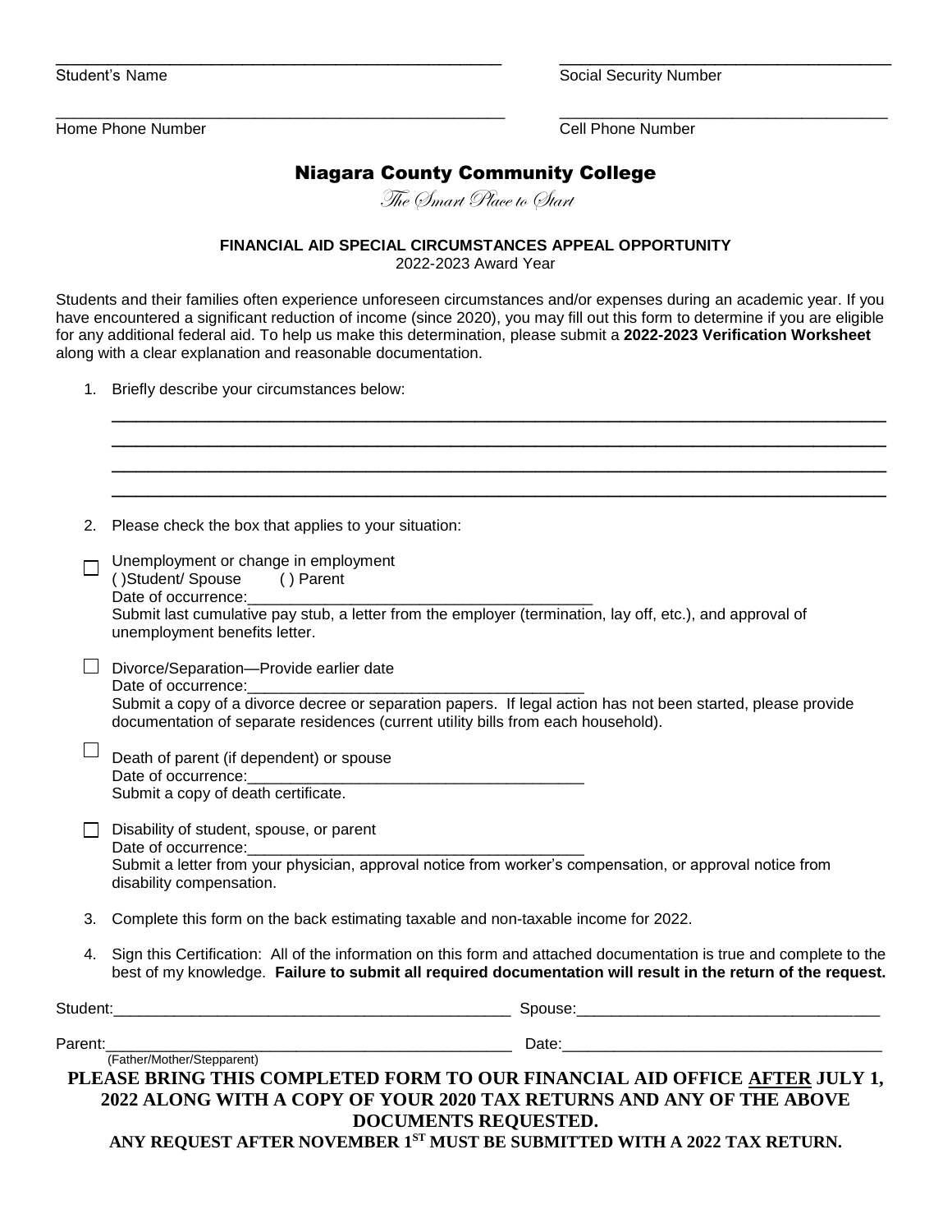Student's Name ______________________________ Social Security Number ______________________________

Home Phone Number ______________________________ Cell Phone Number ______________________________

# Niagara County Community College

*The Smart Place to Start*

**FINANCIAL AID SPECIAL CIRCUMSTANCES APPEAL OPPORTUNITY**

2022-2023 Award Year

Students and their families often experience unforeseen circumstances and/or expenses during an academic year. If you have encountered a significant reduction of income (since 2020), you may fill out this form to determine if you are eligible for any additional federal aid. To help us make this determination, please submit a **2022-2023 Verification Worksheet** along with a clear explanation and reasonable documentation.

1. Briefly describe your circumstances below:

______________________________________________________________________

______________________________________________________________________

______________________________________________________________________

______________________________________________________________________

2. Please check the box that applies to your situation:

☐ Unemployment or change in employment
( )Student/ Spouse ( ) Parent
Date of occurrence:________________________________________
Submit last cumulative pay stub, a letter from the employer (termination, lay off, etc.), and approval of unemployment benefits letter.

☐ Divorce/Separation—Provide earlier date
Date of occurrence:________________________________________
Submit a copy of a divorce decree or separation papers. If legal action has not been started, please provide documentation of separate residences (current utility bills from each household).

☐ Death of parent (if dependent) or spouse
Date of occurrence:________________________________________
Submit a copy of death certificate.

☐ Disability of student, spouse, or parent
Date of occurrence:________________________________________
Submit a letter from your physician, approval notice from worker's compensation, or approval notice from disability compensation.

3. Complete this form on the back estimating taxable and non-taxable income for 2022.

4. Sign this Certification: All of the information on this form and attached documentation is true and complete to the best of my knowledge. **Failure to submit all required documentation will result in the return of the request.**

Student:________________________________________ Spouse:________________________________________

Parent:________________________________________ Date:________________________________________
(Father/Mother/Stepparent)

**PLEASE BRING THIS COMPLETED FORM TO OUR FINANCIAL AID OFFICE AFTER JULY 1, 2022 ALONG WITH A COPY OF YOUR 2020 TAX RETURNS AND ANY OF THE ABOVE DOCUMENTS REQUESTED.**

**ANY REQUEST AFTER NOVEMBER 1ST MUST BE SUBMITTED WITH A 2022 TAX RETURN.**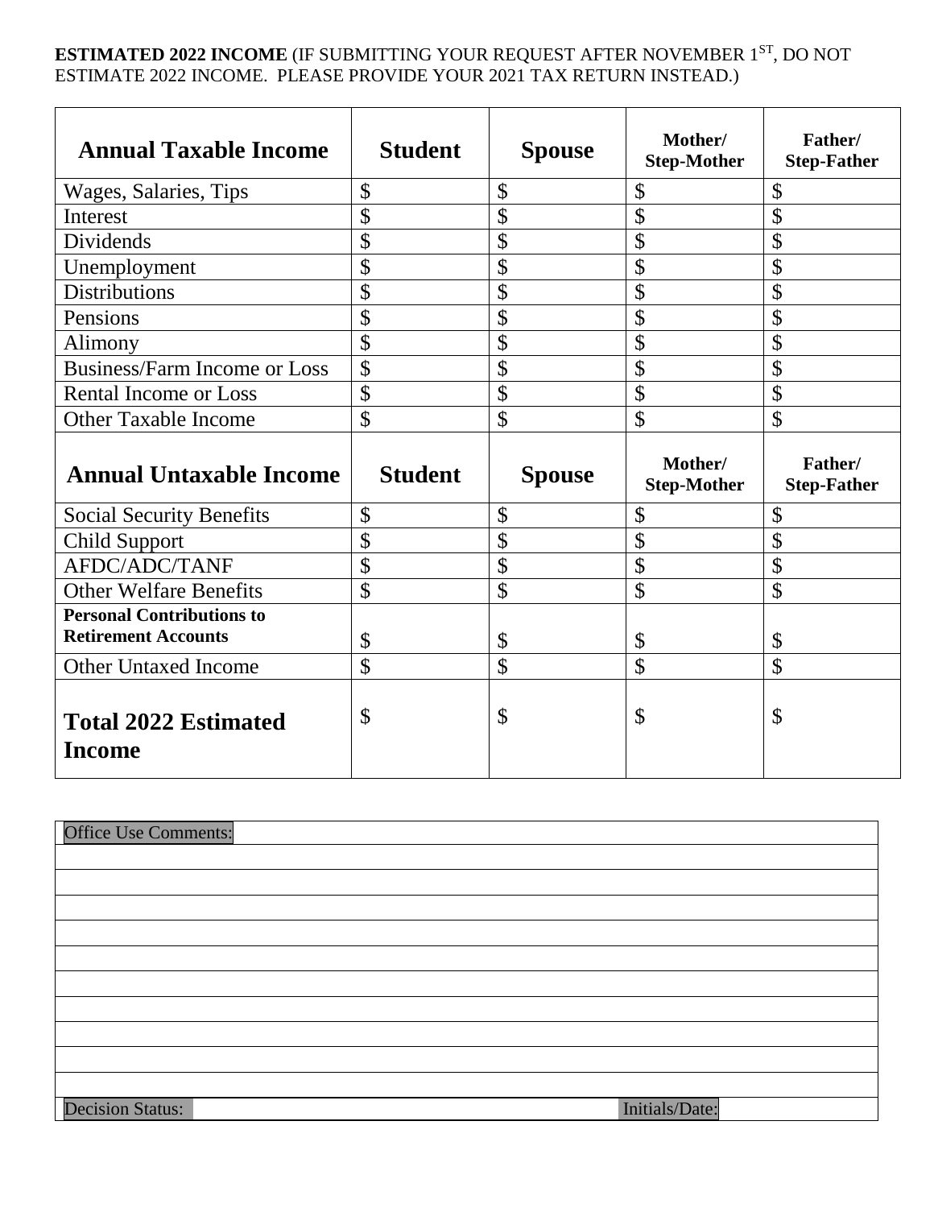**ESTIMATED 2022 INCOME** (IF SUBMITTING YOUR REQUEST AFTER NOVEMBER 1ST, DO NOT ESTIMATE 2022 INCOME. PLEASE PROVIDE YOUR 2021 TAX RETURN INSTEAD.)

| **Annual Taxable Income** | **Student** | **Spouse** | **Mother/ Step-Mother** | **Father/ Step-Father** |
|---|---|---|---|---|
| Wages, Salaries, Tips | $ | $ | $ | $ |
| Interest | $ | $ | $ | $ |
| Dividends | $ | $ | $ | $ |
| Unemployment | $ | $ | $ | $ |
| Distributions | $ | $ | $ | $ |
| Pensions | $ | $ | $ | $ |
| Alimony | $ | $ | $ | $ |
| Business/Farm Income or Loss | $ | $ | $ | $ |
| Rental Income or Loss | $ | $ | $ | $ |
| Other Taxable Income | $ | $ | $ | $ |
| **Annual Untaxable Income** | **Student** | **Spouse** | **Mother/ Step-Mother** | **Father/ Step-Father** |
| Social Security Benefits | $ | $ | $ | $ |
| Child Support | $ | $ | $ | $ |
| AFDC/ADC/TANF | $ | $ | $ | $ |
| Other Welfare Benefits | $ | $ | $ | $ |
| **Personal Contributions to Retirement Accounts** | $ | $ | $ | $ |
| Other Untaxed Income | $ | $ | $ | $ |
| **Total 2022 Estimated Income** | $ | $ | $ | $ |

| Office Use Comments: | |
|---|---|
| | |
| | |
| | |
| | |
| | |
| | |
| | |
| | |
| | |
| | |
| Decision Status: | Initials/Date: |